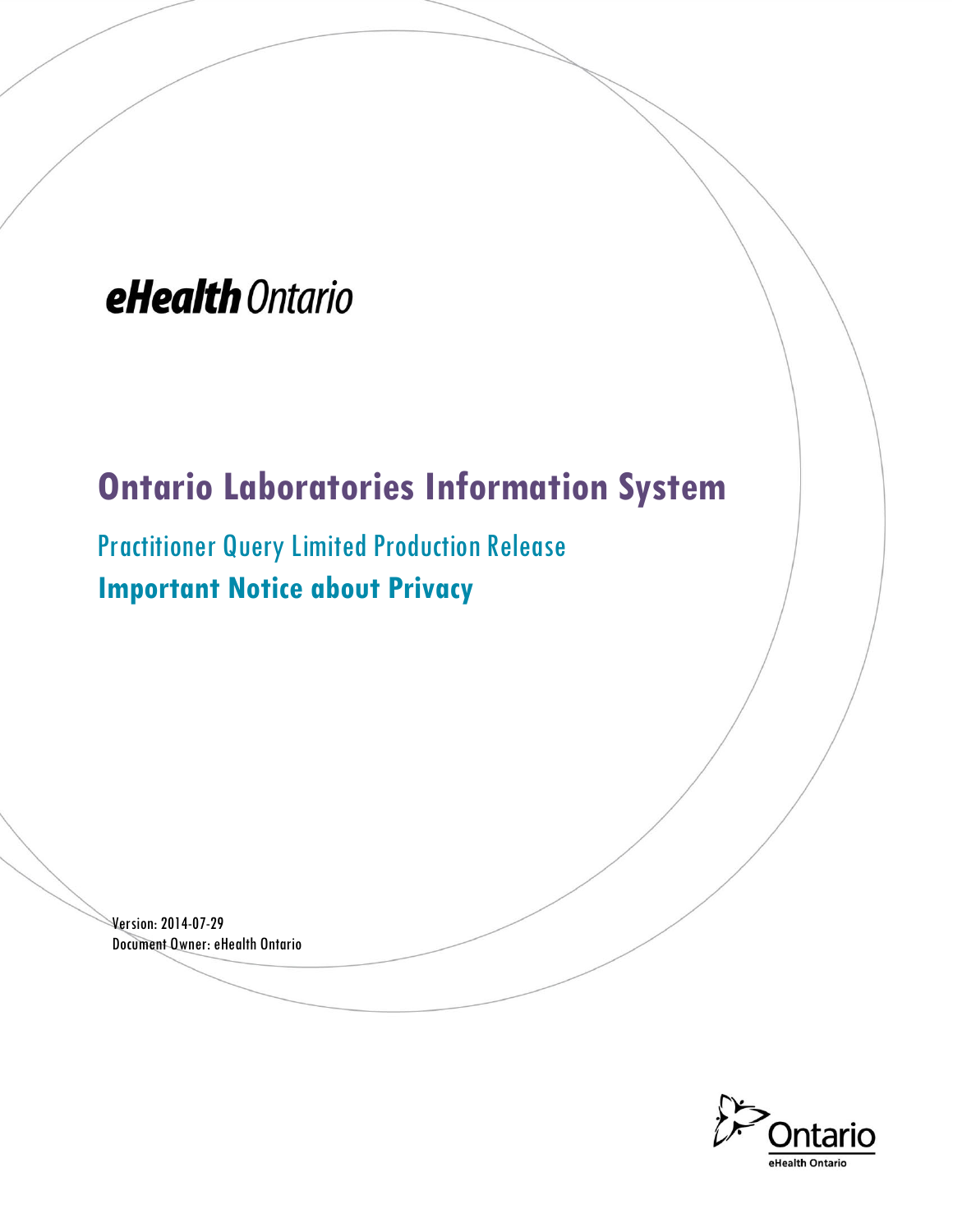eHealth Ontario

# Ontario Laboratories Information System

## Practitioner Query Limited Production Release

## Important Notice about Privacy

Version: 2014-07-29

Document Owner: eHealth Ontario

Ontario

eHealth Ontario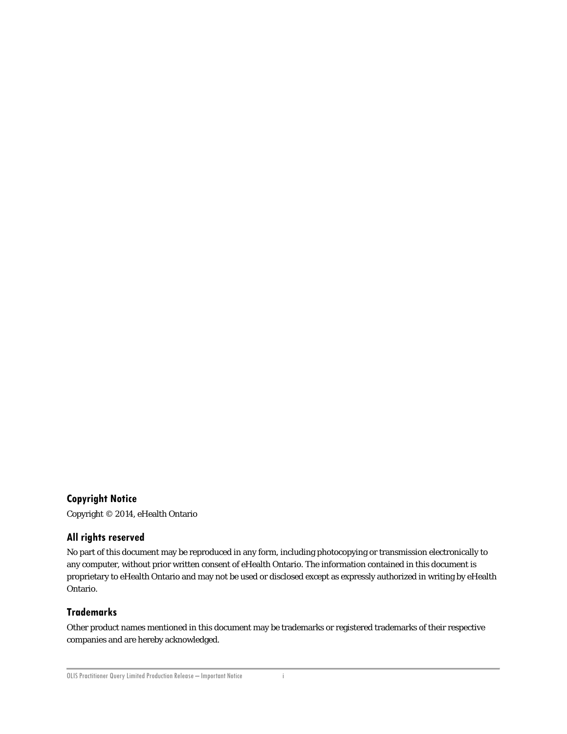### Copyright Notice

Copyright © 2014, eHealth Ontario

### All rights reserved

No part of this document may be reproduced in any form, including photocopying or transmission electronically to any computer, without prior written consent of eHealth Ontario. The information contained in this document is proprietary to eHealth Ontario and may not be used or disclosed except as expressly authorized in writing by eHealth Ontario.

### Trademarks

Other product names mentioned in this document may be trademarks or registered trademarks of their respective companies and are hereby acknowledged.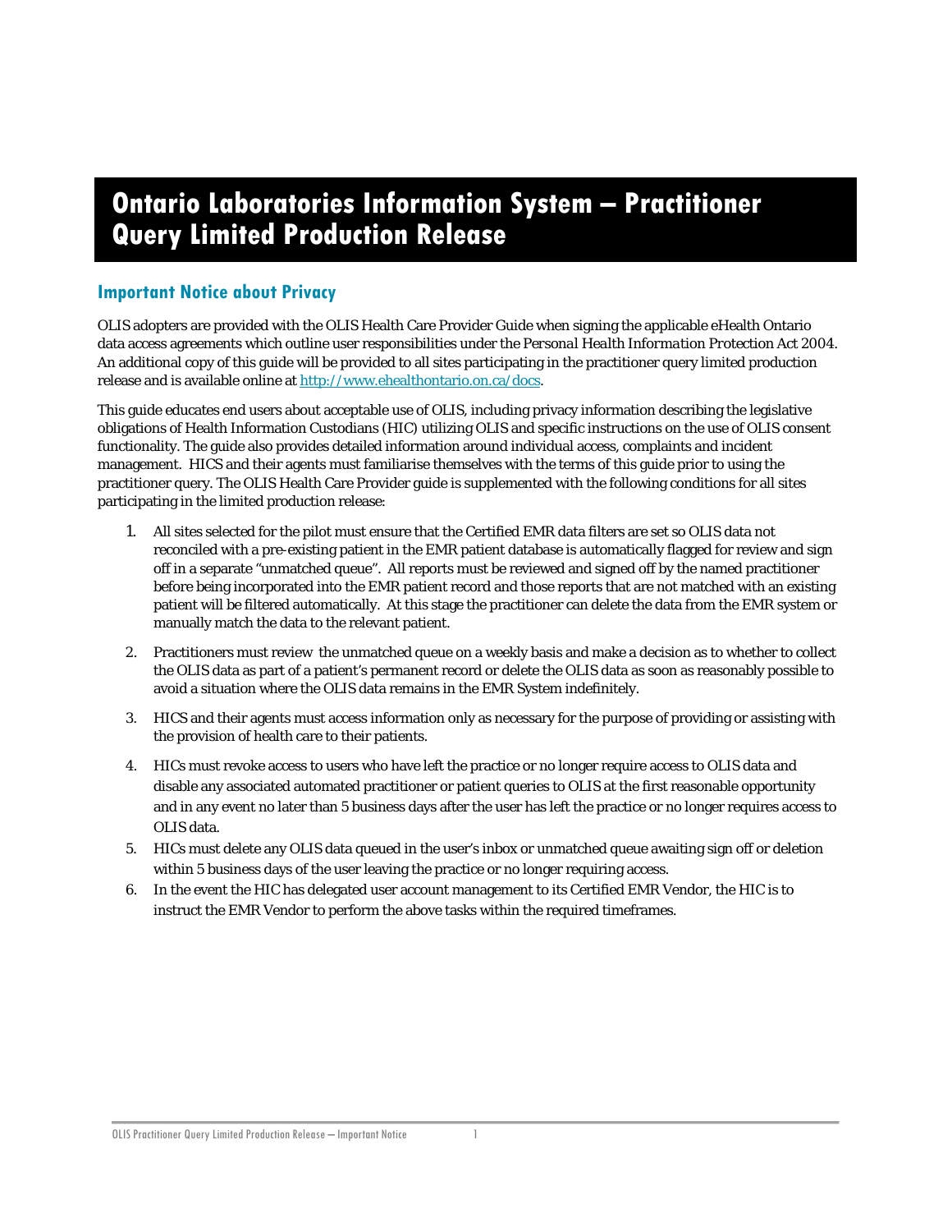# Ontario Laboratories Information System – Practitioner Query Limited Production Release

## Important Notice about Privacy

OLIS adopters are provided with the OLIS Health Care Provider Guide when signing the applicable eHealth Ontario data access agreements which outline user responsibilities under the *Personal Health Information Protection Act 2004*. An additional copy of this guide will be provided to all sites participating in the practitioner query limited production release and is available online at [http://www.ehealthontario.on.ca/docs](http://www.ehealthontario.on.ca/docs).

This guide educates end users about acceptable use of OLIS, including privacy information describing the legislative obligations of Health Information Custodians (HIC) utilizing OLIS and specific instructions on the use of OLIS consent functionality. The guide also provides detailed information around individual access, complaints and incident management. HICS and their agents must familiarise themselves with the terms of this guide prior to using the practitioner query. The OLIS Health Care Provider guide is supplemented with the following conditions for all sites participating in the limited production release:

1. All sites selected for the pilot must ensure that the Certified EMR data filters are set so OLIS data not reconciled with a pre-existing patient in the EMR patient database is automatically flagged for review and sign off in a separate "unmatched queue". All reports must be reviewed and signed off by the named practitioner before being incorporated into the EMR patient record and those reports that are not matched with an existing patient will be filtered automatically. At this stage the practitioner can delete the data from the EMR system or manually match the data to the relevant patient.
2. Practitioners must review the unmatched queue on a weekly basis and make a decision as to whether to collect the OLIS data as part of a patient's permanent record or delete the OLIS data as soon as reasonably possible to avoid a situation where the OLIS data remains in the EMR System indefinitely.
3. HICS and their agents must access information only as necessary for the purpose of providing or assisting with the provision of health care to their patients.
4. HICs must revoke access to users who have left the practice or no longer require access to OLIS data and disable any associated automated practitioner or patient queries to OLIS at the first reasonable opportunity and in any event no later than 5 business days after the user has left the practice or no longer requires access to OLIS data.
5. HICs must delete any OLIS data queued in the user's inbox or unmatched queue awaiting sign off or deletion within 5 business days of the user leaving the practice or no longer requiring access.
6. In the event the HIC has delegated user account management to its Certified EMR Vendor, the HIC is to instruct the EMR Vendor to perform the above tasks within the required timeframes.